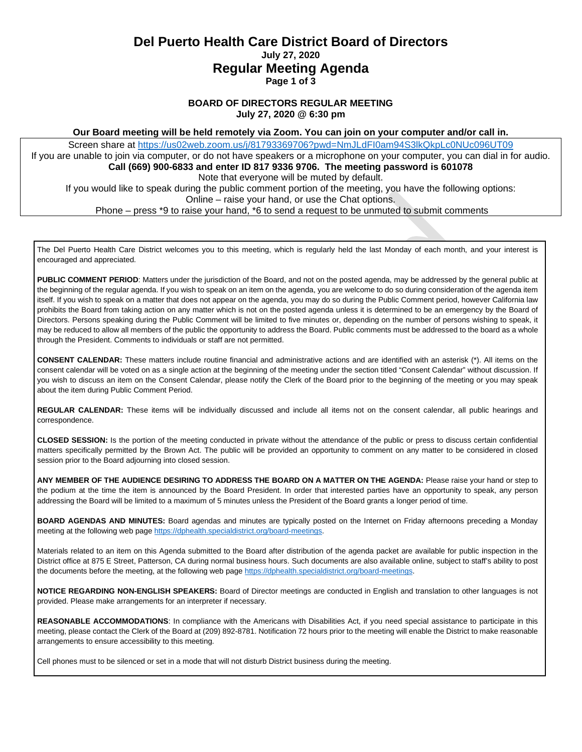# Del Puerto Health Care District Board of Directors

**July 27, 2020**

## Regular Meeting Agenda

**BOARD OF DIRECTORS REGULAR MEETING**
**July 27, 2020 @ 6:30 pm**

**Our Board meeting will be held remotely via Zoom. You can join on your computer and/or call in.**

Screen share at https://us02web.zoom.us/j/81793369706?pwd=NmJLdFI0am94S3lkQkpLc0NUc096UT09
If you are unable to join via computer, or do not have speakers or a microphone on your computer, you can dial in for audio.
**Call (669) 900-6833 and enter ID 817 9336 9706. The meeting password is 601078**
Note that everyone will be muted by default.
If you would like to speak during the public comment portion of the meeting, you have the following options:
Online – raise your hand, or use the Chat options.
Phone – press *9 to raise your hand, *6 to send a request to be unmuted to submit comments

The Del Puerto Health Care District welcomes you to this meeting, which is regularly held the last Monday of each month, and your interest is encouraged and appreciated.

**PUBLIC COMMENT PERIOD**: Matters under the jurisdiction of the Board, and not on the posted agenda, may be addressed by the general public at the beginning of the regular agenda. If you wish to speak on an item on the agenda, you are welcome to do so during consideration of the agenda item itself. If you wish to speak on a matter that does not appear on the agenda, you may do so during the Public Comment period, however California law prohibits the Board from taking action on any matter which is not on the posted agenda unless it is determined to be an emergency by the Board of Directors. Persons speaking during the Public Comment will be limited to five minutes or, depending on the number of persons wishing to speak, it may be reduced to allow all members of the public the opportunity to address the Board. Public comments must be addressed to the board as a whole through the President. Comments to individuals or staff are not permitted.

**CONSENT CALENDAR:** These matters include routine financial and administrative actions and are identified with an asterisk (*). All items on the consent calendar will be voted on as a single action at the beginning of the meeting under the section titled "Consent Calendar" without discussion. If you wish to discuss an item on the Consent Calendar, please notify the Clerk of the Board prior to the beginning of the meeting or you may speak about the item during Public Comment Period.

**REGULAR CALENDAR:** These items will be individually discussed and include all items not on the consent calendar, all public hearings and correspondence.

**CLOSED SESSION:** Is the portion of the meeting conducted in private without the attendance of the public or press to discuss certain confidential matters specifically permitted by the Brown Act. The public will be provided an opportunity to comment on any matter to be considered in closed session prior to the Board adjourning into closed session.

**ANY MEMBER OF THE AUDIENCE DESIRING TO ADDRESS THE BOARD ON A MATTER ON THE AGENDA:** Please raise your hand or step to the podium at the time the item is announced by the Board President. In order that interested parties have an opportunity to speak, any person addressing the Board will be limited to a maximum of 5 minutes unless the President of the Board grants a longer period of time.

**BOARD AGENDAS AND MINUTES:** Board agendas and minutes are typically posted on the Internet on Friday afternoons preceding a Monday meeting at the following web page https://dphealth.specialdistrict.org/board-meetings.

Materials related to an item on this Agenda submitted to the Board after distribution of the agenda packet are available for public inspection in the District office at 875 E Street, Patterson, CA during normal business hours. Such documents are also available online, subject to staff's ability to post the documents before the meeting, at the following web page https://dphealth.specialdistrict.org/board-meetings.

**NOTICE REGARDING NON-ENGLISH SPEAKERS:** Board of Director meetings are conducted in English and translation to other languages is not provided. Please make arrangements for an interpreter if necessary.

**REASONABLE ACCOMMODATIONS**: In compliance with the Americans with Disabilities Act, if you need special assistance to participate in this meeting, please contact the Clerk of the Board at (209) 892-8781. Notification 72 hours prior to the meeting will enable the District to make reasonable arrangements to ensure accessibility to this meeting.

Cell phones must to be silenced or set in a mode that will not disturb District business during the meeting.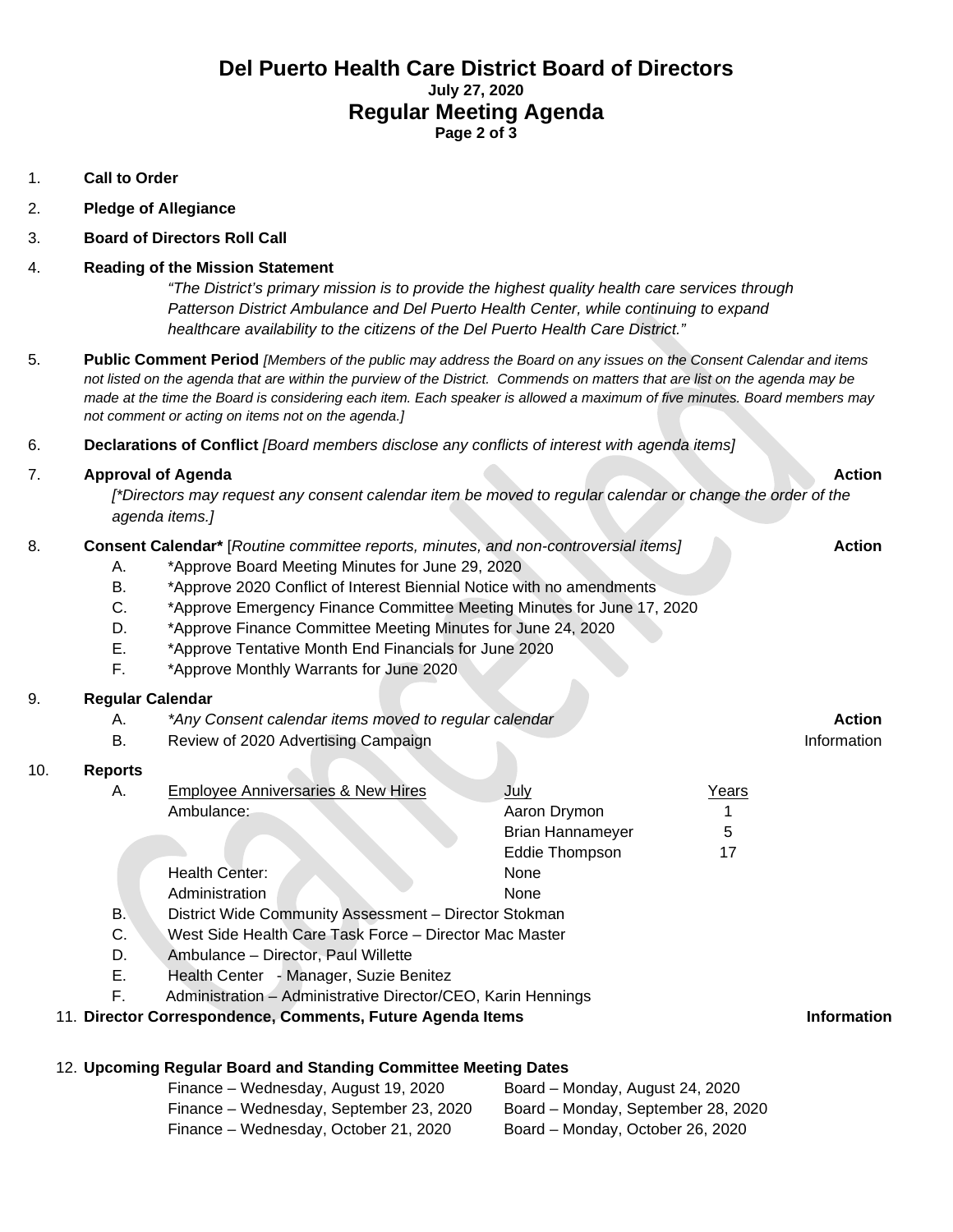# Del Puerto Health Care District Board of Directors

**July 27, 2020**

## Regular Meeting Agenda

1. **Call to Order**
2. **Pledge of Allegiance**
3. **Board of Directors Roll Call**
4. **Reading of the Mission Statement**

   *"The District's primary mission is to provide the highest quality health care services through Patterson District Ambulance and Del Puerto Health Center, while continuing to expand healthcare availability to the citizens of the Del Puerto Health Care District."*

5. **Public Comment Period** *[Members of the public may address the Board on any issues on the Consent Calendar and items not listed on the agenda that are within the purview of the District. Commends on matters that are list on the agenda may be made at the time the Board is considering each item. Each speaker is allowed a maximum of five minutes. Board members may not comment or acting on items not on the agenda.]*

6. **Declarations of Conflict** *[Board members disclose any conflicts of interest with agenda items]*

7. **Approval of Agenda** — **Action**

   *[\*Directors may request any consent calendar item be moved to regular calendar or change the order of the agenda items.]*

8. **Consent Calendar\*** [*Routine committee reports, minutes, and non-controversial items]* — **Action**
   - A. \*Approve Board Meeting Minutes for June 29, 2020
   - B. \*Approve 2020 Conflict of Interest Biennial Notice with no amendments
   - C. \*Approve Emergency Finance Committee Meeting Minutes for June 17, 2020
   - D. \*Approve Finance Committee Meeting Minutes for June 24, 2020
   - E. \*Approve Tentative Month End Financials for June 2020
   - F. \*Approve Monthly Warrants for June 2020

9. **Regular Calendar**
   - A. *\*Any Consent calendar items moved to regular calendar* — **Action**
   - B. Review of 2020 Advertising Campaign — Information

10. **Reports**
    - A. Employee Anniversaries & New Hires

    | | July | Years |
    |---|---|---|
    | Ambulance: | Aaron Drymon | 1 |
    | | Brian Hannameyer | 5 |
    | | Eddie Thompson | 17 |
    | Health Center: | None | |
    | Administration | None | |

    - B. District Wide Community Assessment – Director Stokman
    - C. West Side Health Care Task Force – Director Mac Master
    - D. Ambulance – Director, Paul Willette
    - E. Health Center - Manager, Suzie Benitez
    - F. Administration – Administrative Director/CEO, Karin Hennings

11. **Director Correspondence, Comments, Future Agenda Items** — **Information**

12. **Upcoming Regular Board and Standing Committee Meeting Dates**

    | | |
    |---|---|
    | Finance – Wednesday, August 19, 2020 | Board – Monday, August 24, 2020 |
    | Finance – Wednesday, September 23, 2020 | Board – Monday, September 28, 2020 |
    | Finance – Wednesday, October 21, 2020 | Board – Monday, October 26, 2020 |

Cancelled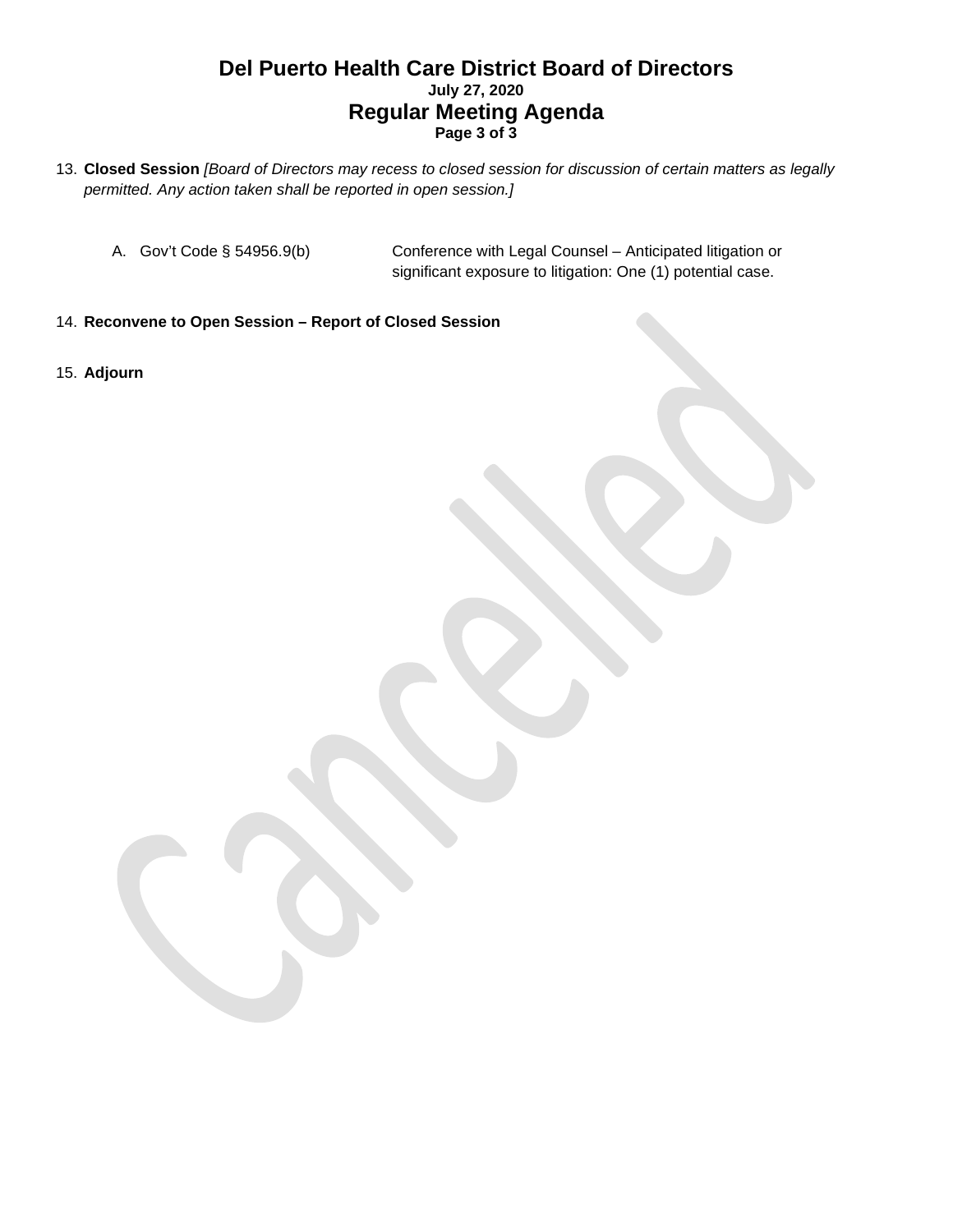13. **Closed Session** *[Board of Directors may recess to closed session for discussion of certain matters as legally permitted. Any action taken shall be reported in open session.]*

    A. Gov't Code § 54956.9(b) — Conference with Legal Counsel – Anticipated litigation or significant exposure to litigation: One (1) potential case.

14. **Reconvene to Open Session – Report of Closed Session**

15. **Adjourn**

Cancelled